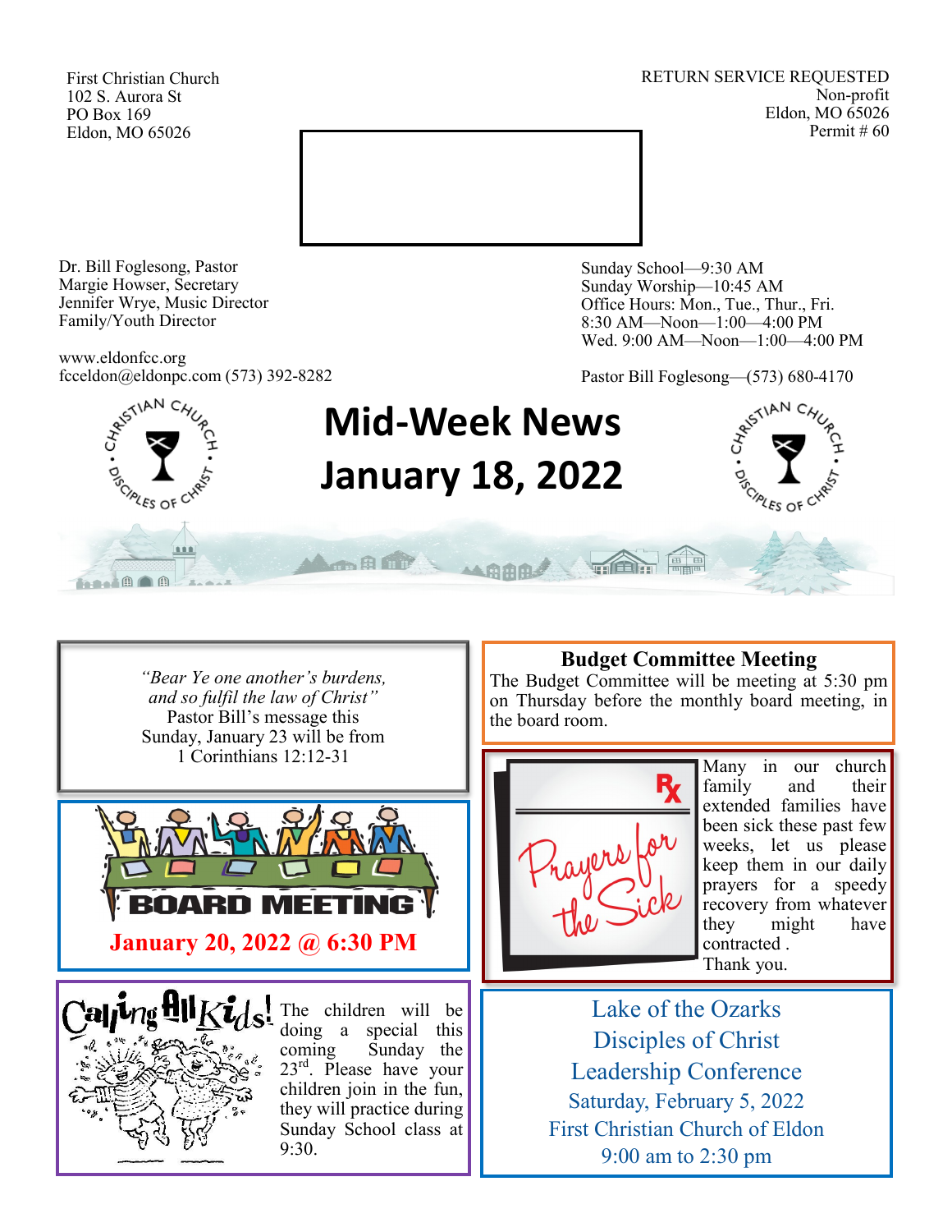First Christian Church
102 S. Aurora St
PO Box 169
Eldon, MO 65026

RETURN SERVICE REQUESTED
Non-profit
Eldon, MO 65026
Permit # 60

Dr. Bill Foglesong, Pastor
Margie Howser, Secretary
Jennifer Wrye, Music Director
Family/Youth Director

www.eldonfcc.org
fcceldon@eldonpc.com (573) 392-8282

Sunday School—9:30 AM
Sunday Worship—10:45 AM
Office Hours: Mon., Tue., Thur., Fri.
8:30 AM—Noon—1:00—4:00 PM
Wed. 9:00 AM—Noon—1:00—4:00 PM

Pastor Bill Foglesong—(573) 680-4170

# Mid-Week News
# January 18, 2022

*"Bear Ye one another's burdens, and so fulfil the law of Christ"*
Pastor Bill's message this Sunday, January 23 will be from 1 Corinthians 12:12-31

**BOARD MEETING**

**January 20, 2022 @ 6:30 PM**

**Calling All Kids!**

The children will be doing a special this coming Sunday the 23rd. Please have your children join in the fun, they will practice during Sunday School class at 9:30.

## Budget Committee Meeting

The Budget Committee will be meeting at 5:30 pm on Thursday before the monthly board meeting, in the board room.

**Prayers for the Sick**

Many in our church family and their extended families have been sick these past few weeks, let us please keep them in our daily prayers for a speedy recovery from whatever they might have contracted .
Thank you.

Lake of the Ozarks
Disciples of Christ
Leadership Conference
Saturday, February 5, 2022
First Christian Church of Eldon
9:00 am to 2:30 pm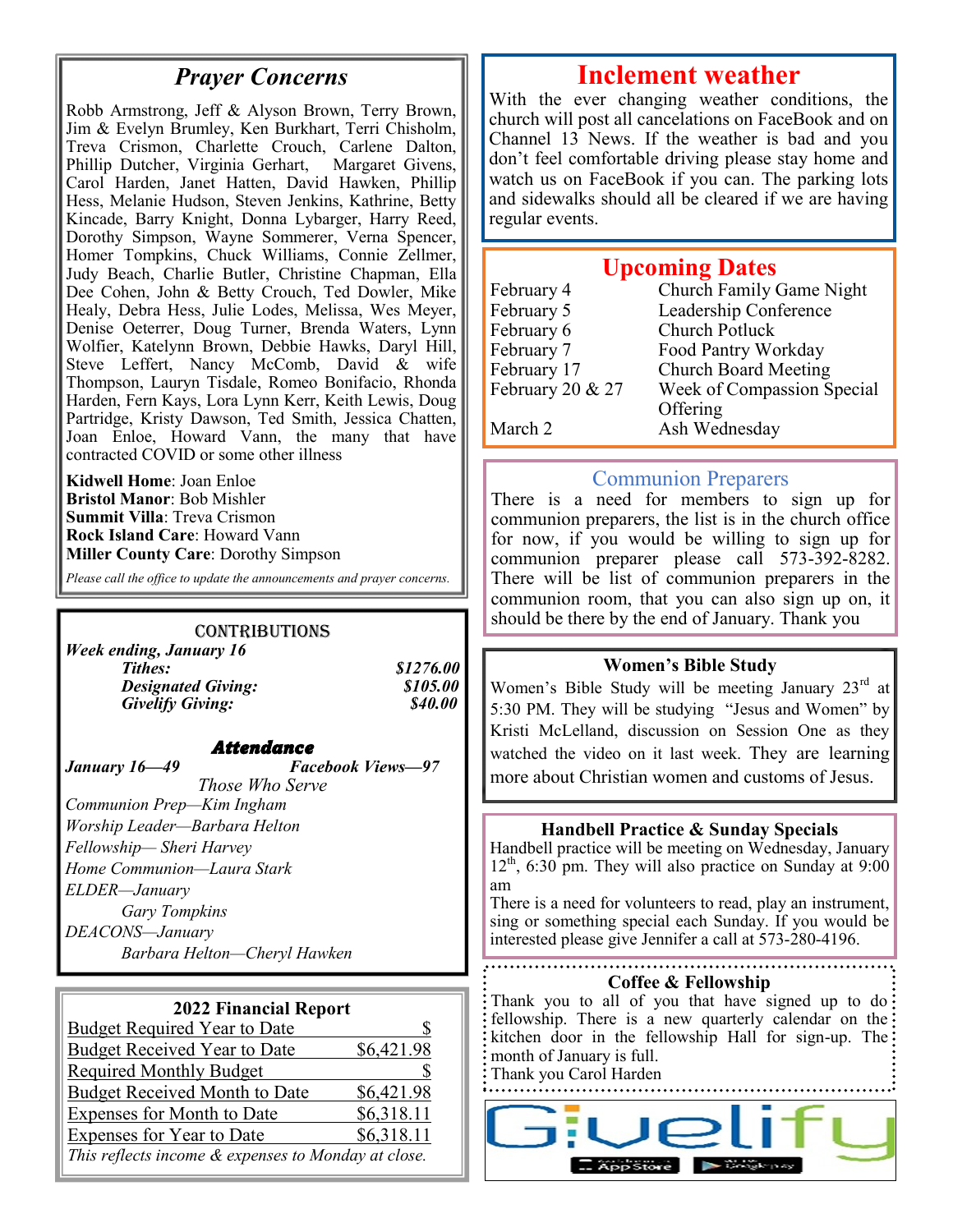## Prayer Concerns

Robb Armstrong, Jeff & Alyson Brown, Terry Brown, Jim & Evelyn Brumley, Ken Burkhart, Terri Chisholm, Treva Crismon, Charlette Crouch, Carlene Dalton, Phillip Dutcher, Virginia Gerhart, Margaret Givens, Carol Harden, Janet Hatten, David Hawken, Phillip Hess, Melanie Hudson, Steven Jenkins, Kathrine, Betty Kincade, Barry Knight, Donna Lybarger, Harry Reed, Dorothy Simpson, Wayne Sommerer, Verna Spencer, Homer Tompkins, Chuck Williams, Connie Zellmer, Judy Beach, Charlie Butler, Christine Chapman, Ella Dee Cohen, John & Betty Crouch, Ted Dowler, Mike Healy, Debra Hess, Julie Lodes, Melissa, Wes Meyer, Denise Oeterrer, Doug Turner, Brenda Waters, Lynn Wolfier, Katelynn Brown, Debbie Hawks, Daryl Hill, Steve Leffert, Nancy McComb, David & wife Thompson, Lauryn Tisdale, Romeo Bonifacio, Rhonda Harden, Fern Kays, Lora Lynn Kerr, Keith Lewis, Doug Partridge, Kristy Dawson, Ted Smith, Jessica Chatten, Joan Enloe, Howard Vann, the many that have contracted COVID or some other illness

**Kidwell Home**: Joan Enloe
**Bristol Manor**: Bob Mishler
**Summit Villa**: Treva Crismon
**Rock Island Care**: Howard Vann
**Miller County Care**: Dorothy Simpson

*Please call the office to update the announcements and prayer concerns.*

## CONTRIBUTIONS

***Week ending, January 16***

| | |
|---|---|
| ***Tithes:*** | ***$1276.00*** |
| ***Designated Giving:*** | ***$105.00*** |
| ***Givelify Giving:*** | ***$40.00*** |

### *Attendance*

***January 16—49*** ***Facebook Views—97***

*Those Who Serve*

*Communion Prep—Kim Ingham*
*Worship Leader—Barbara Helton*
*Fellowship— Sheri Harvey*
*Home Communion—Laura Stark*
*ELDER—January*
*Gary Tompkins*
*DEACONS—January*
*Barbara Helton—Cheryl Hawken*

## 2022 Financial Report

| | |
|---|---|
| Budget Required Year to Date | $ |
| Budget Received Year to Date | $6,421.98 |
| Required Monthly Budget | $ |
| Budget Received Month to Date | $6,421.98 |
| Expenses for Month to Date | $6,318.11 |
| Expenses for Year to Date | $6,318.11 |

*This reflects income & expenses to Monday at close.*

## Inclement weather

With the ever changing weather conditions, the church will post all cancelations on FaceBook and on Channel 13 News. If the weather is bad and you don't feel comfortable driving please stay home and watch us on FaceBook if you can. The parking lots and sidewalks should all be cleared if we are having regular events.

## Upcoming Dates

| | |
|---|---|
| February 4 | Church Family Game Night |
| February 5 | Leadership Conference |
| February 6 | Church Potluck |
| February 7 | Food Pantry Workday |
| February 17 | Church Board Meeting |
| February 20 & 27 | Week of Compassion Special Offering |
| March 2 | Ash Wednesday |

## Communion Preparers

There is a need for members to sign up for communion preparers, the list is in the church office for now, if you would be willing to sign up for communion preparer please call 573-392-8282. There will be list of communion preparers in the communion room, that you can also sign up on, it should be there by the end of January. Thank you

## Women's Bible Study

Women's Bible Study will be meeting January 23rd at 5:30 PM. They will be studying "Jesus and Women" by Kristi McLelland, discussion on Session One as they watched the video on it last week. They are learning more about Christian women and customs of Jesus.

## Handbell Practice & Sunday Specials

Handbell practice will be meeting on Wednesday, January 12th, 6:30 pm. They will also practice on Sunday at 9:00 am

There is a need for volunteers to read, play an instrument, sing or something special each Sunday. If you would be interested please give Jennifer a call at 573-280-4196.

## Coffee & Fellowship

Thank you to all of you that have signed up to do fellowship. There is a new quarterly calendar on the kitchen door in the fellowship Hall for sign-up. The month of January is full.

Thank you Carol Harden

Givelify